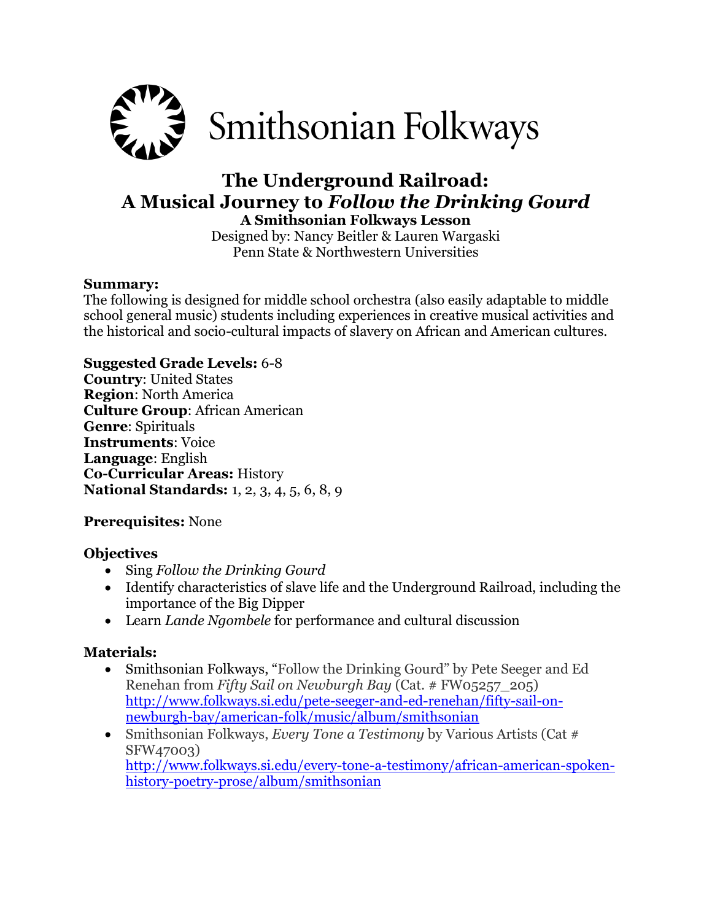Smithsonian Folkways

# The Underground Railroad:
# A Musical Journey to *Follow the Drinking Gourd*

### A Smithsonian Folkways Lesson

Designed by: Nancy Beitler & Lauren Wargaski
Penn State & Northwestern Universities

**Summary:**
The following is designed for middle school orchestra (also easily adaptable to middle school general music) students including experiences in creative musical activities and the historical and socio-cultural impacts of slavery on African and American cultures.

**Suggested Grade Levels:** 6-8
**Country**: United States
**Region**: North America
**Culture Group**: African American
**Genre**: Spirituals
**Instruments**: Voice
**Language**: English
**Co-Curricular Areas:** History
**National Standards:** 1, 2, 3, 4, 5, 6, 8, 9

**Prerequisites:** None

**Objectives**
- Sing *Follow the Drinking Gourd*
- Identify characteristics of slave life and the Underground Railroad, including the importance of the Big Dipper
- Learn *Lande Ngombele* for performance and cultural discussion

**Materials:**
- Smithsonian Folkways, "Follow the Drinking Gourd" by Pete Seeger and Ed Renehan from *Fifty Sail on Newburgh Bay* (Cat. # FW05257_205) http://www.folkways.si.edu/pete-seeger-and-ed-renehan/fifty-sail-on-newburgh-bay/american-folk/music/album/smithsonian
- Smithsonian Folkways, *Every Tone a Testimony* by Various Artists (Cat # SFW47003) http://www.folkways.si.edu/every-tone-a-testimony/african-american-spoken-history-poetry-prose/album/smithsonian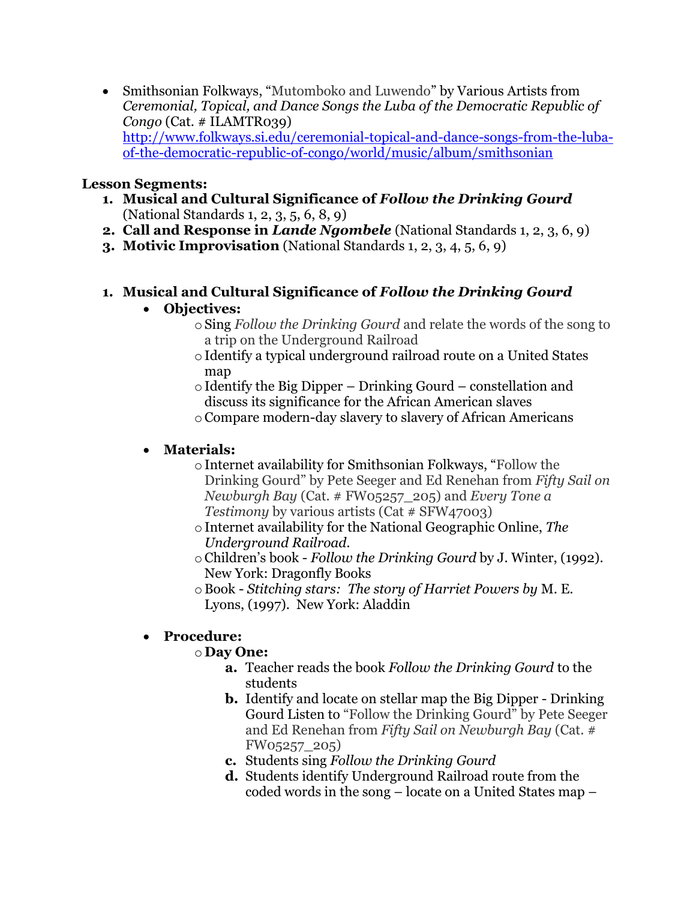- Smithsonian Folkways, "Mutomboko and Luwendo" by Various Artists from *Ceremonial, Topical, and Dance Songs the Luba of the Democratic Republic of Congo* (Cat. # ILAMTR039) [http://www.folkways.si.edu/ceremonial-topical-and-dance-songs-from-the-luba-of-the-democratic-republic-of-congo/world/music/album/smithsonian](http://www.folkways.si.edu/ceremonial-topical-and-dance-songs-from-the-luba-of-the-democratic-republic-of-congo/world/music/album/smithsonian)

**Lesson Segments:**

1. **Musical and Cultural Significance of *Follow the Drinking Gourd*** (National Standards 1, 2, 3, 5, 6, 8, 9)
2. **Call and Response in *Lande Ngombele*** (National Standards 1, 2, 3, 6, 9)
3. **Motivic Improvisation** (National Standards 1, 2, 3, 4, 5, 6, 9)

1. **Musical and Cultural Significance of *Follow the Drinking Gourd***
   - **Objectives:**
     - Sing *Follow the Drinking Gourd* and relate the words of the song to a trip on the Underground Railroad
     - Identify a typical underground railroad route on a United States map
     - Identify the Big Dipper – Drinking Gourd – constellation and discuss its significance for the African American slaves
     - Compare modern-day slavery to slavery of African Americans
   - **Materials:**
     - Internet availability for Smithsonian Folkways, "Follow the Drinking Gourd" by Pete Seeger and Ed Renehan from *Fifty Sail on Newburgh Bay* (Cat. # FW05257_205) and *Every Tone a Testimony* by various artists (Cat # SFW47003)
     - Internet availability for the National Geographic Online, *The Underground Railroad.*
     - Children's book - *Follow the Drinking Gourd* by J. Winter, (1992). New York: Dragonfly Books
     - Book - *Stitching stars: The story of Harriet Powers by* M. E. Lyons, (1997). New York: Aladdin
   - **Procedure:**
     - **Day One:**
       - **a.** Teacher reads the book *Follow the Drinking Gourd* to the students
       - **b.** Identify and locate on stellar map the Big Dipper - Drinking Gourd Listen to "Follow the Drinking Gourd" by Pete Seeger and Ed Renehan from *Fifty Sail on Newburgh Bay* (Cat. # FW05257_205)
       - **c.** Students sing *Follow the Drinking Gourd*
       - **d.** Students identify Underground Railroad route from the coded words in the song – locate on a United States map –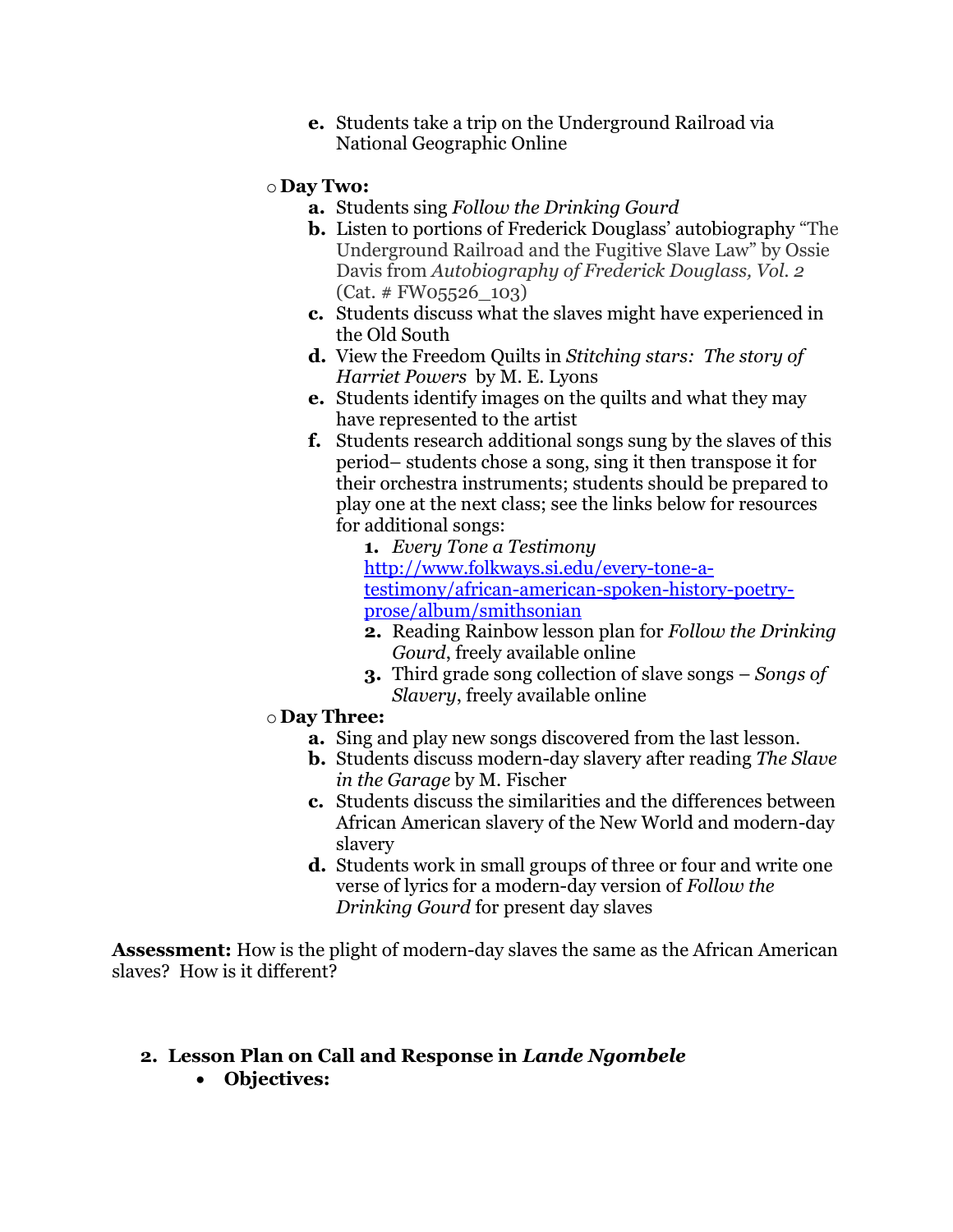e. Students take a trip on the Underground Railroad via National Geographic Online

- **Day Two:**
  a. Students sing *Follow the Drinking Gourd*
  b. Listen to portions of Frederick Douglass' autobiography "The Underground Railroad and the Fugitive Slave Law" by Ossie Davis from *Autobiography of Frederick Douglass, Vol. 2* (Cat. # FW05526_103)
  c. Students discuss what the slaves might have experienced in the Old South
  d. View the Freedom Quilts in *Stitching stars: The story of Harriet Powers* by M. E. Lyons
  e. Students identify images on the quilts and what they may have represented to the artist
  f. Students research additional songs sung by the slaves of this period– students chose a song, sing it then transpose it for their orchestra instruments; students should be prepared to play one at the next class; see the links below for resources for additional songs:
     1. *Every Tone a Testimony* http://www.folkways.si.edu/every-tone-a-testimony/african-american-spoken-history-poetry-prose/album/smithsonian
     2. Reading Rainbow lesson plan for *Follow the Drinking Gourd*, freely available online
     3. Third grade song collection of slave songs – *Songs of Slavery*, freely available online
- **Day Three:**
  a. Sing and play new songs discovered from the last lesson.
  b. Students discuss modern-day slavery after reading *The Slave in the Garage* by M. Fischer
  c. Students discuss the similarities and the differences between African American slavery of the New World and modern-day slavery
  d. Students work in small groups of three or four and write one verse of lyrics for a modern-day version of *Follow the Drinking Gourd* for present day slaves

**Assessment:** How is the plight of modern-day slaves the same as the African American slaves? How is it different?

## 2. Lesson Plan on Call and Response in *Lande Ngombele*

- **Objectives:**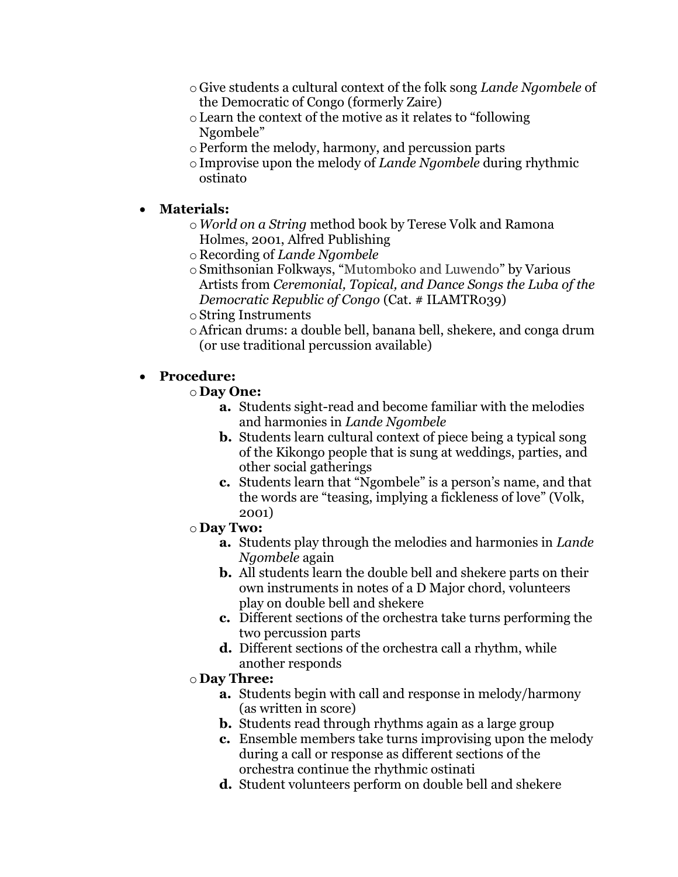- Give students a cultural context of the folk song *Lande Ngombele* of the Democratic of Congo (formerly Zaire)
  - Learn the context of the motive as it relates to "following Ngombele"
  - Perform the melody, harmony, and percussion parts
  - Improvise upon the melody of *Lande Ngombele* during rhythmic ostinato

- **Materials:**
  - *World on a String* method book by Terese Volk and Ramona Holmes, 2001, Alfred Publishing
  - Recording of *Lande Ngombele*
  - Smithsonian Folkways, "Mutomboko and Luwendo" by Various Artists from *Ceremonial, Topical, and Dance Songs the Luba of the Democratic Republic of Congo* (Cat. # ILAMTR039)
  - String Instruments
  - African drums: a double bell, banana bell, shekere, and conga drum (or use traditional percussion available)

- **Procedure:**
  - **Day One:**
    - **a.** Students sight-read and become familiar with the melodies and harmonies in *Lande Ngombele*
    - **b.** Students learn cultural context of piece being a typical song of the Kikongo people that is sung at weddings, parties, and other social gatherings
    - **c.** Students learn that "Ngombele" is a person's name, and that the words are "teasing, implying a fickleness of love" (Volk, 2001)
  - **Day Two:**
    - **a.** Students play through the melodies and harmonies in *Lande Ngombele* again
    - **b.** All students learn the double bell and shekere parts on their own instruments in notes of a D Major chord, volunteers play on double bell and shekere
    - **c.** Different sections of the orchestra take turns performing the two percussion parts
    - **d.** Different sections of the orchestra call a rhythm, while another responds
  - **Day Three:**
    - **a.** Students begin with call and response in melody/harmony (as written in score)
    - **b.** Students read through rhythms again as a large group
    - **c.** Ensemble members take turns improvising upon the melody during a call or response as different sections of the orchestra continue the rhythmic ostinati
    - **d.** Student volunteers perform on double bell and shekere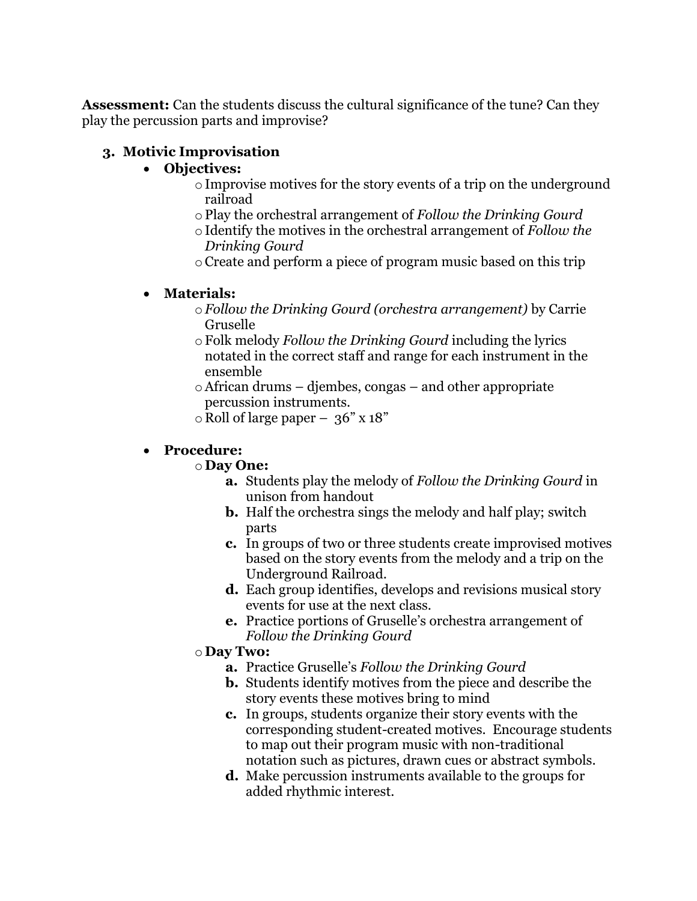**Assessment:** Can the students discuss the cultural significance of the tune? Can they play the percussion parts and improvise?

3. **Motivic Improvisation**
   - **Objectives:**
     - Improvise motives for the story events of a trip on the underground railroad
     - Play the orchestral arrangement of *Follow the Drinking Gourd*
     - Identify the motives in the orchestral arrangement of *Follow the Drinking Gourd*
     - Create and perform a piece of program music based on this trip
   - **Materials:**
     - *Follow the Drinking Gourd (orchestra arrangement)* by Carrie Gruselle
     - Folk melody *Follow the Drinking Gourd* including the lyrics notated in the correct staff and range for each instrument in the ensemble
     - African drums – djembes, congas – and other appropriate percussion instruments.
     - Roll of large paper – 36" x 18"
   - **Procedure:**
     - **Day One:**
       - **a.** Students play the melody of *Follow the Drinking Gourd* in unison from handout
       - **b.** Half the orchestra sings the melody and half play; switch parts
       - **c.** In groups of two or three students create improvised motives based on the story events from the melody and a trip on the Underground Railroad.
       - **d.** Each group identifies, develops and revisions musical story events for use at the next class.
       - **e.** Practice portions of Gruselle's orchestra arrangement of *Follow the Drinking Gourd*
     - **Day Two:**
       - **a.** Practice Gruselle's *Follow the Drinking Gourd*
       - **b.** Students identify motives from the piece and describe the story events these motives bring to mind
       - **c.** In groups, students organize their story events with the corresponding student-created motives. Encourage students to map out their program music with non-traditional notation such as pictures, drawn cues or abstract symbols.
       - **d.** Make percussion instruments available to the groups for added rhythmic interest.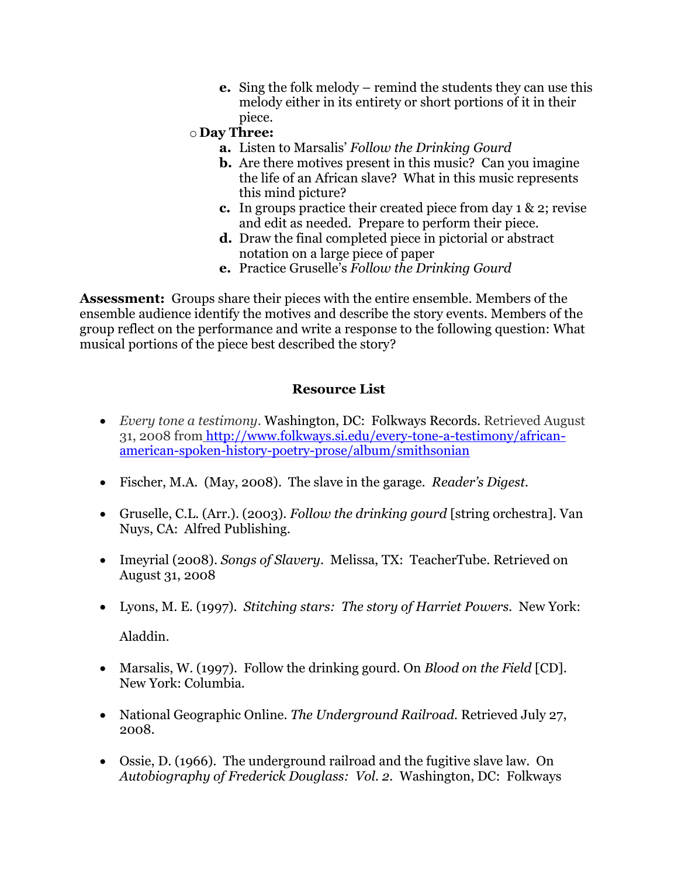e. Sing the folk melody – remind the students they can use this melody either in its entirety or short portions of it in their piece.

- **Day Three:**
  - **a.** Listen to Marsalis' *Follow the Drinking Gourd*
  - **b.** Are there motives present in this music? Can you imagine the life of an African slave? What in this music represents this mind picture?
  - **c.** In groups practice their created piece from day 1 & 2; revise and edit as needed. Prepare to perform their piece.
  - **d.** Draw the final completed piece in pictorial or abstract notation on a large piece of paper
  - **e.** Practice Gruselle's *Follow the Drinking Gourd*

**Assessment:** Groups share their pieces with the entire ensemble. Members of the ensemble audience identify the motives and describe the story events. Members of the group reflect on the performance and write a response to the following question: What musical portions of the piece best described the story?

## Resource List

- *Every tone a testimony*. Washington, DC: Folkways Records. Retrieved August 31, 2008 from http://www.folkways.si.edu/every-tone-a-testimony/african-american-spoken-history-poetry-prose/album/smithsonian

- Fischer, M.A. (May, 2008). The slave in the garage. *Reader's Digest.*

- Gruselle, C.L. (Arr.). (2003). *Follow the drinking gourd* [string orchestra]. Van Nuys, CA: Alfred Publishing.

- Imeyrial (2008). *Songs of Slavery*. Melissa, TX: TeacherTube. Retrieved on August 31, 2008

- Lyons, M. E. (1997). *Stitching stars: The story of Harriet Powers.* New York: Aladdin.

- Marsalis, W. (1997). Follow the drinking gourd. On *Blood on the Field* [CD]. New York: Columbia.

- National Geographic Online. *The Underground Railroad*. Retrieved July 27, 2008.

- Ossie, D. (1966). The underground railroad and the fugitive slave law. On *Autobiography of Frederick Douglass: Vol. 2*. Washington, DC: Folkways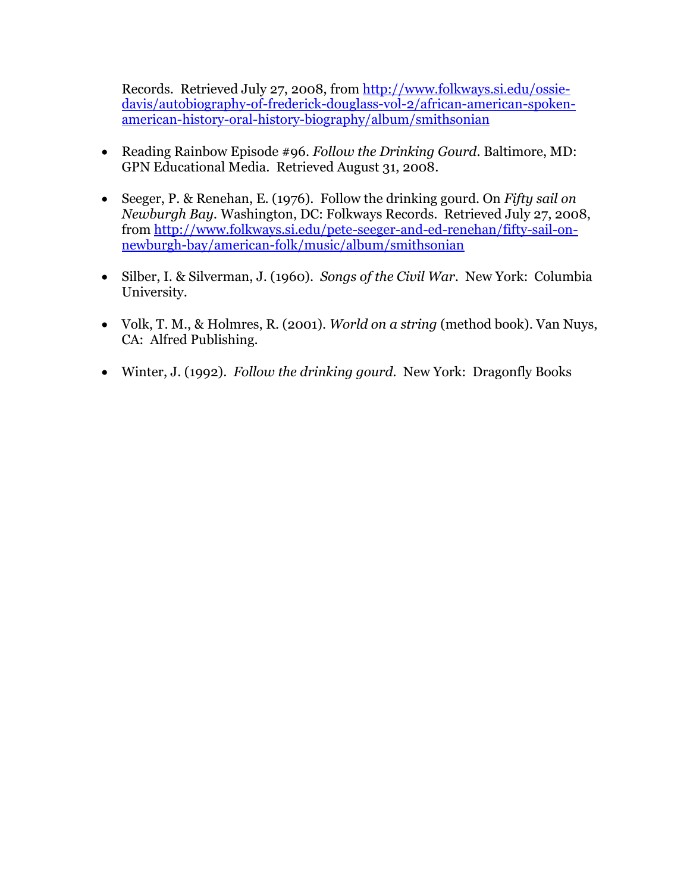Records. Retrieved July 27, 2008, from http://www.folkways.si.edu/ossie-davis/autobiography-of-frederick-douglass-vol-2/african-american-spoken-american-history-oral-history-biography/album/smithsonian

- Reading Rainbow Episode #96. *Follow the Drinking Gourd*. Baltimore, MD: GPN Educational Media. Retrieved August 31, 2008.

- Seeger, P. & Renehan, E. (1976). Follow the drinking gourd. On *Fifty sail on Newburgh Bay*. Washington, DC: Folkways Records. Retrieved July 27, 2008, from http://www.folkways.si.edu/pete-seeger-and-ed-renehan/fifty-sail-on-newburgh-bay/american-folk/music/album/smithsonian

- Silber, I. & Silverman, J. (1960). *Songs of the Civil War*. New York: Columbia University.

- Volk, T. M., & Holmres, R. (2001). *World on a string* (method book). Van Nuys, CA: Alfred Publishing.

- Winter, J. (1992). *Follow the drinking gourd*. New York: Dragonfly Books